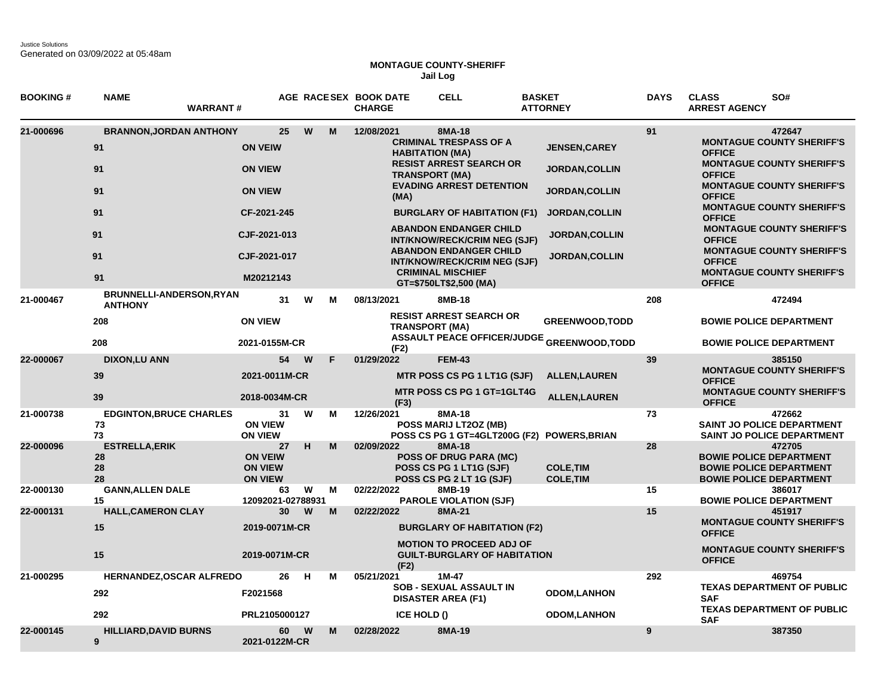Justice Solutions
Generated on 03/09/2022 at 05:48am

**MONTAGUE COUNTY-SHERIFF**
**Jail Log**

| BOOKING # | NAME / DAYS | WARRANT # | AGE | RACE | SEX | BOOK DATE | CELL / CHARGE | BASKET / ATTORNEY | DAYS | CLASS / ARREST AGENCY | SO# |
|---|---|---|---|---|---|---|---|---|---|---|---|
| 21-000696 | BRANNON,JORDAN ANTHONY | | 25 | W | M | 12/08/2021 | 8MA-18 | | 91 | | 472647 |
| | 91 | ON VEIW | | | | | CRIMINAL TRESPASS OF A HABITATION (MA) | JENSEN,CAREY | | MONTAGUE COUNTY SHERIFF'S OFFICE | |
| | 91 | ON VIEW | | | | | RESIST ARREST SEARCH OR TRANSPORT (MA) | JORDAN,COLLIN | | MONTAGUE COUNTY SHERIFF'S OFFICE | |
| | 91 | ON VIEW | | | | | EVADING ARREST DETENTION (MA) | JORDAN,COLLIN | | MONTAGUE COUNTY SHERIFF'S OFFICE | |
| | 91 | CF-2021-245 | | | | | BURGLARY OF HABITATION (F1) | JORDAN,COLLIN | | MONTAGUE COUNTY SHERIFF'S OFFICE | |
| | 91 | CJF-2021-013 | | | | | ABANDON ENDANGER CHILD INT/KNOW/RECK/CRIM NEG (SJF) | JORDAN,COLLIN | | MONTAGUE COUNTY SHERIFF'S OFFICE | |
| | 91 | CJF-2021-017 | | | | | ABANDON ENDANGER CHILD INT/KNOW/RECK/CRIM NEG (SJF) | JORDAN,COLLIN | | MONTAGUE COUNTY SHERIFF'S OFFICE | |
| | 91 | M20212143 | | | | | CRIMINAL MISCHIEF GT=$750LT$2,500 (MA) | | | MONTAGUE COUNTY SHERIFF'S OFFICE | |
| 21-000467 | BRUNNELLI-ANDERSON,RYAN ANTHONY | | 31 | W | M | 08/13/2021 | 8MB-18 | | 208 | | 472494 |
| | 208 | ON VIEW | | | | | RESIST ARREST SEARCH OR TRANSPORT (MA) | GREENWOOD,TODD | | BOWIE POLICE DEPARTMENT | |
| | 208 | 2021-0155M-CR | | | | | ASSAULT PEACE OFFICER/JUDGE (F2) | GREENWOOD,TODD | | BOWIE POLICE DEPARTMENT | |
| 22-000067 | DIXON,LU ANN | | 54 | W | F | 01/29/2022 | FEM-43 | | 39 | | 385150 |
| | 39 | 2021-0011M-CR | | | | | MTR POSS CS PG 1 LT1G (SJF) | ALLEN,LAUREN | | MONTAGUE COUNTY SHERIFF'S OFFICE | |
| | 39 | 2018-0034M-CR | | | | | MTR POSS CS PG 1 GT=1GLT4G (F3) | ALLEN,LAUREN | | MONTAGUE COUNTY SHERIFF'S OFFICE | |
| 21-000738 | EDGINTON,BRUCE CHARLES | | 31 | W | M | 12/26/2021 | 8MA-18 | | 73 | | 472662 |
| | 73 | ON VIEW | | | | | POSS MARIJ LT2OZ (MB) | | | SAINT JO POLICE DEPARTMENT | |
| | 73 | ON VIEW | | | | | POSS CS PG 1 GT=4GLT200G (F2) | POWERS,BRIAN | | SAINT JO POLICE DEPARTMENT | |
| 22-000096 | ESTRELLA,ERIK | | 27 | H | M | 02/09/2022 | 8MA-18 | | 28 | | 472705 |
| | 28 | ON VEIW | | | | | POSS OF DRUG PARA (MC) | | | BOWIE POLICE DEPARTMENT | |
| | 28 | ON VIEW | | | | | POSS CS PG 1 LT1G (SJF) | COLE,TIM | | BOWIE POLICE DEPARTMENT | |
| | 28 | ON VIEW | | | | | POSS CS PG 2 LT 1G (SJF) | COLE,TIM | | BOWIE POLICE DEPARTMENT | |
| 22-000130 | GANN,ALLEN DALE | | 63 | W | M | 02/22/2022 | 8MB-19 | | 15 | | 386017 |
| | 15 | 12092021-02788931 | | | | | PAROLE VIOLATION (SJF) | | | BOWIE POLICE DEPARTMENT | |
| 22-000131 | HALL,CAMERON CLAY | | 30 | W | M | 02/22/2022 | 8MA-21 | | 15 | | 451917 |
| | 15 | 2019-0071M-CR | | | | | BURGLARY OF HABITATION (F2) | | | MONTAGUE COUNTY SHERIFF'S OFFICE | |
| | 15 | 2019-0071M-CR | | | | | MOTION TO PROCEED ADJ OF GUILT-BURGLARY OF HABITATION (F2) | | | MONTAGUE COUNTY SHERIFF'S OFFICE | |
| 21-000295 | HERNANDEZ,OSCAR ALFREDO | | 26 | H | M | 05/21/2021 | 1M-47 | | 292 | | 469754 |
| | 292 | F2021568 | | | | | SOB - SEXUAL ASSAULT IN DISASTER AREA (F1) | ODOM,LANHON | | TEXAS DEPARTMENT OF PUBLIC SAF | |
| | 292 | PRL2105000127 | | | | | ICE HOLD () | ODOM,LANHON | | TEXAS DEPARTMENT OF PUBLIC SAF | |
| 22-000145 | HILLIARD,DAVID BURNS | | 60 | W | M | 02/28/2022 | 8MA-19 | | 9 | | 387350 |
| | 9 | 2021-0122M-CR | | | | | | | | | |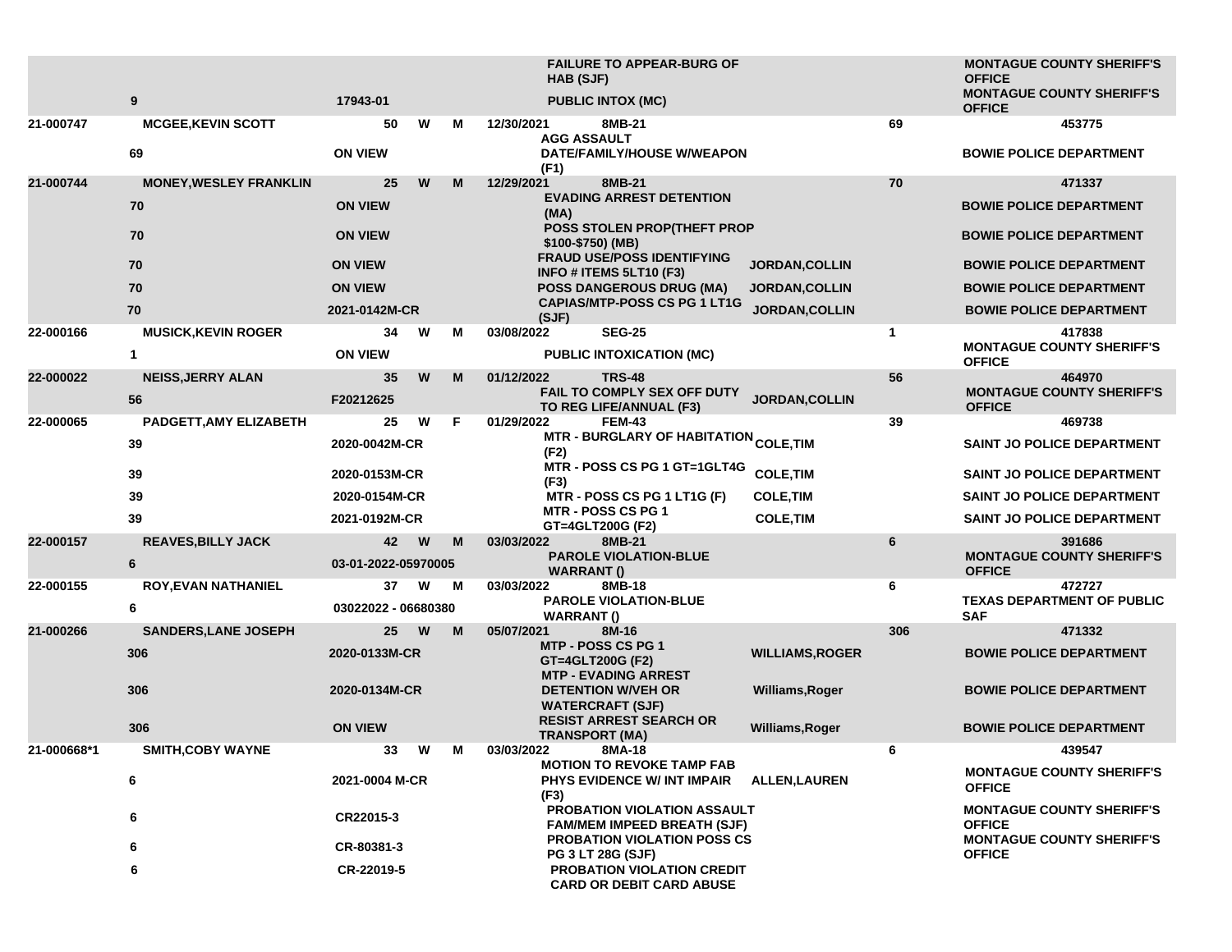| | | | | | | | | | | |
|---|---|---|---|---|---|---|---|---|---|---|
| | | | | | | | FAILURE TO APPEAR-BURG OF HAB (SJF) | | | MONTAGUE COUNTY SHERIFF'S OFFICE |
| | 9 | 17943-01 | | | | | PUBLIC INTOX (MC) | | | MONTAGUE COUNTY SHERIFF'S OFFICE |
| 21-000747 | MCGEE,KEVIN SCOTT | 50 | W | M | 12/30/2021 | 8MB-21 | | | 69 | 453775 |
| | 69 | ON VIEW | | | | | AGG ASSAULT DATE/FAMILY/HOUSE W/WEAPON (F1) | | | BOWIE POLICE DEPARTMENT |
| 21-000744 | MONEY,WESLEY FRANKLIN | 25 | W | M | 12/29/2021 | 8MB-21 | | | 70 | 471337 |
| | 70 | ON VIEW | | | | | EVADING ARREST DETENTION (MA) | | | BOWIE POLICE DEPARTMENT |
| | 70 | ON VIEW | | | | | POSS STOLEN PROP(THEFT PROP $100-$750) (MB) | | | BOWIE POLICE DEPARTMENT |
| | 70 | ON VIEW | | | | | FRAUD USE/POSS IDENTIFYING INFO # ITEMS 5LT10 (F3) | JORDAN,COLLIN | | BOWIE POLICE DEPARTMENT |
| | 70 | ON VIEW | | | | | POSS DANGEROUS DRUG (MA) | JORDAN,COLLIN | | BOWIE POLICE DEPARTMENT |
| | 70 | 2021-0142M-CR | | | | | CAPIAS/MTP-POSS CS PG 1 LT1G (SJF) | JORDAN,COLLIN | | BOWIE POLICE DEPARTMENT |
| 22-000166 | MUSICK,KEVIN ROGER | 34 | W | M | 03/08/2022 | SEG-25 | | | 1 | 417838 |
| | 1 | ON VIEW | | | | | PUBLIC INTOXICATION (MC) | | | MONTAGUE COUNTY SHERIFF'S OFFICE |
| 22-000022 | NEISS,JERRY ALAN | 35 | W | M | 01/12/2022 | TRS-48 | | | 56 | 464970 |
| | 56 | F20212625 | | | | | FAIL TO COMPLY SEX OFF DUTY TO REG LIFE/ANNUAL (F3) | JORDAN,COLLIN | | MONTAGUE COUNTY SHERIFF'S OFFICE |
| 22-000065 | PADGETT,AMY ELIZABETH | 25 | W | F | 01/29/2022 | FEM-43 | | | 39 | 469738 |
| | 39 | 2020-0042M-CR | | | | | MTR - BURGLARY OF HABITATION (F2) | COLE,TIM | | SAINT JO POLICE DEPARTMENT |
| | 39 | 2020-0153M-CR | | | | | MTR - POSS CS PG 1 GT=1GLT4G (F3) | COLE,TIM | | SAINT JO POLICE DEPARTMENT |
| | 39 | 2020-0154M-CR | | | | | MTR - POSS CS PG 1 LT1G (F) | COLE,TIM | | SAINT JO POLICE DEPARTMENT |
| | 39 | 2021-0192M-CR | | | | | MTR - POSS CS PG 1 GT=4GLT200G (F2) | COLE,TIM | | SAINT JO POLICE DEPARTMENT |
| 22-000157 | REAVES,BILLY JACK | 42 | W | M | 03/03/2022 | 8MB-21 | | | 6 | 391686 |
| | 6 | 03-01-2022-05970005 | | | | | PAROLE VIOLATION-BLUE WARRANT () | | | MONTAGUE COUNTY SHERIFF'S OFFICE |
| 22-000155 | ROY,EVAN NATHANIEL | 37 | W | M | 03/03/2022 | 8MB-18 | | | 6 | 472727 |
| | 6 | 03022022 - 06680380 | | | | | PAROLE VIOLATION-BLUE WARRANT () | | | TEXAS DEPARTMENT OF PUBLIC SAF |
| 21-000266 | SANDERS,LANE JOSEPH | 25 | W | M | 05/07/2021 | 8M-16 | | | 306 | 471332 |
| | 306 | 2020-0133M-CR | | | | | MTP - POSS CS PG 1 GT=4GLT200G (F2) | WILLIAMS,ROGER | | BOWIE POLICE DEPARTMENT |
| | 306 | 2020-0134M-CR | | | | | MTP - EVADING ARREST DETENTION W/VEH OR WATERCRAFT (SJF) | Williams,Roger | | BOWIE POLICE DEPARTMENT |
| | 306 | ON VIEW | | | | | RESIST ARREST SEARCH OR TRANSPORT (MA) | Williams,Roger | | BOWIE POLICE DEPARTMENT |
| 21-000668*1 | SMITH,COBY WAYNE | 33 | W | M | 03/03/2022 | 8MA-18 | | | 6 | 439547 |
| | 6 | 2021-0004 M-CR | | | | | MOTION TO REVOKE TAMP FAB PHYS EVIDENCE W/ INT IMPAIR (F3) | ALLEN,LAUREN | | MONTAGUE COUNTY SHERIFF'S OFFICE |
| | 6 | CR22015-3 | | | | | PROBATION VIOLATION ASSAULT FAM/MEM IMPEED BREATH (SJF) | | | MONTAGUE COUNTY SHERIFF'S OFFICE |
| | 6 | CR-80381-3 | | | | | PROBATION VIOLATION POSS CS PG 3 LT 28G (SJF) | | | MONTAGUE COUNTY SHERIFF'S OFFICE |
| | 6 | CR-22019-5 | | | | | PROBATION VIOLATION CREDIT CARD OR DEBIT CARD ABUSE | | | |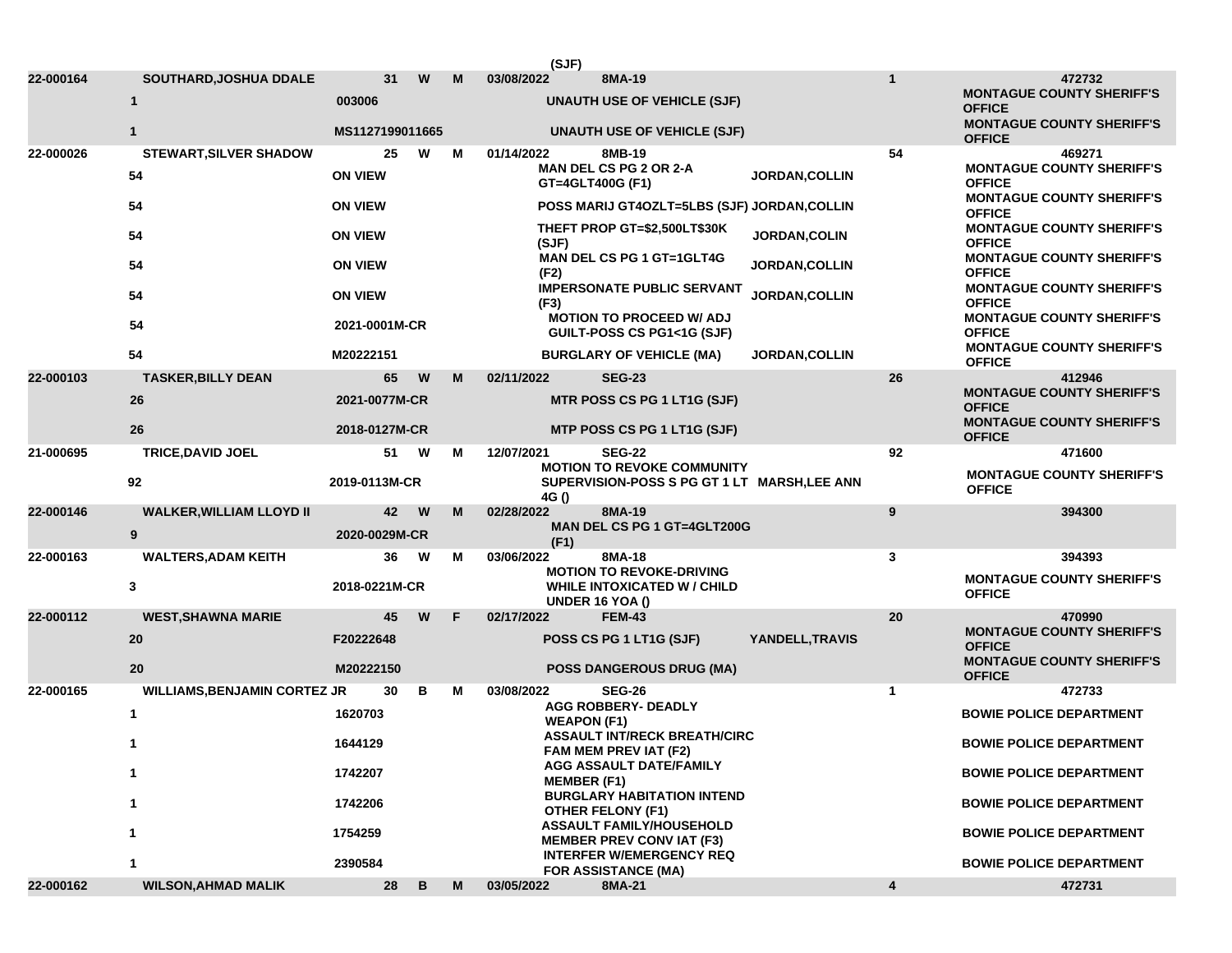| | | | | | | | | | |
|---|---|---|---|---|---|---|---|---|---|
| | | | | | | (SJF) | | | |
| 22-000164 | SOUTHARD,JOSHUA DDALE | 31 | W | M | 03/08/2022 | 8MA-19 | | 1 | 472732 |
| | 1 | 003006 | | | | UNAUTH USE OF VEHICLE (SJF) | | | MONTAGUE COUNTY SHERIFF'S OFFICE |
| | 1 | MS1127199011665 | | | | UNAUTH USE OF VEHICLE (SJF) | | | MONTAGUE COUNTY SHERIFF'S OFFICE |
| 22-000026 | STEWART,SILVER SHADOW | 25 | W | M | 01/14/2022 | 8MB-19 | | 54 | 469271 |
| | 54 | ON VIEW | | | | MAN DEL CS PG 2 OR 2-A GT=4GLT400G (F1) | JORDAN,COLLIN | | MONTAGUE COUNTY SHERIFF'S OFFICE |
| | 54 | ON VIEW | | | | POSS MARIJ GT4OZLT=5LBS (SJF) | JORDAN,COLLIN | | MONTAGUE COUNTY SHERIFF'S OFFICE |
| | 54 | ON VIEW | | | | THEFT PROP GT=$2,500LT$30K (SJF) | JORDAN,COLIN | | MONTAGUE COUNTY SHERIFF'S OFFICE |
| | 54 | ON VIEW | | | | MAN DEL CS PG 1 GT=1GLT4G (F2) | JORDAN,COLLIN | | MONTAGUE COUNTY SHERIFF'S OFFICE |
| | 54 | ON VIEW | | | | IMPERSONATE PUBLIC SERVANT (F3) | JORDAN,COLLIN | | MONTAGUE COUNTY SHERIFF'S OFFICE |
| | 54 | 2021-0001M-CR | | | | MOTION TO PROCEED W/ ADJ GUILT-POSS CS PG1<1G (SJF) | | | MONTAGUE COUNTY SHERIFF'S OFFICE |
| | 54 | M20222151 | | | | BURGLARY OF VEHICLE (MA) | JORDAN,COLLIN | | MONTAGUE COUNTY SHERIFF'S OFFICE |
| 22-000103 | TASKER,BILLY DEAN | 65 | W | M | 02/11/2022 | SEG-23 | | 26 | 412946 |
| | 26 | 2021-0077M-CR | | | | MTR POSS CS PG 1 LT1G (SJF) | | | MONTAGUE COUNTY SHERIFF'S OFFICE |
| | 26 | 2018-0127M-CR | | | | MTP POSS CS PG 1 LT1G (SJF) | | | MONTAGUE COUNTY SHERIFF'S OFFICE |
| 21-000695 | TRICE,DAVID JOEL | 51 | W | M | 12/07/2021 | SEG-22 | | 92 | 471600 |
| | 92 | 2019-0113M-CR | | | | MOTION TO REVOKE COMMUNITY SUPERVISION-POSS S PG GT 1 LT 4G () | MARSH,LEE ANN | | MONTAGUE COUNTY SHERIFF'S OFFICE |
| 22-000146 | WALKER,WILLIAM LLOYD II | 42 | W | M | 02/28/2022 | 8MA-19 | | 9 | 394300 |
| | 9 | 2020-0029M-CR | | | | MAN DEL CS PG 1 GT=4GLT200G (F1) | | | |
| 22-000163 | WALTERS,ADAM KEITH | 36 | W | M | 03/06/2022 | 8MA-18 | | 3 | 394393 |
| | 3 | 2018-0221M-CR | | | | MOTION TO REVOKE-DRIVING WHILE INTOXICATED W / CHILD UNDER 16 YOA () | | | MONTAGUE COUNTY SHERIFF'S OFFICE |
| 22-000112 | WEST,SHAWNA MARIE | 45 | W | F | 02/17/2022 | FEM-43 | | 20 | 470990 |
| | 20 | F20222648 | | | | POSS CS PG 1 LT1G (SJF) | YANDELL,TRAVIS | | MONTAGUE COUNTY SHERIFF'S OFFICE |
| | 20 | M20222150 | | | | POSS DANGEROUS DRUG (MA) | | | MONTAGUE COUNTY SHERIFF'S OFFICE |
| 22-000165 | WILLIAMS,BENJAMIN CORTEZ JR | 30 | B | M | 03/08/2022 | SEG-26 | | 1 | 472733 |
| | 1 | 1620703 | | | | AGG ROBBERY- DEADLY WEAPON (F1) | | | BOWIE POLICE DEPARTMENT |
| | 1 | 1644129 | | | | ASSAULT INT/RECK BREATH/CIRC FAM MEM PREV IAT (F2) | | | BOWIE POLICE DEPARTMENT |
| | 1 | 1742207 | | | | AGG ASSAULT DATE/FAMILY MEMBER (F1) | | | BOWIE POLICE DEPARTMENT |
| | 1 | 1742206 | | | | BURGLARY HABITATION INTEND OTHER FELONY (F1) | | | BOWIE POLICE DEPARTMENT |
| | 1 | 1754259 | | | | ASSAULT FAMILY/HOUSEHOLD MEMBER PREV CONV IAT (F3) | | | BOWIE POLICE DEPARTMENT |
| | 1 | 2390584 | | | | INTERFER W/EMERGENCY REQ FOR ASSISTANCE (MA) | | | BOWIE POLICE DEPARTMENT |
| 22-000162 | WILSON,AHMAD MALIK | 28 | B | M | 03/05/2022 | 8MA-21 | | 4 | 472731 |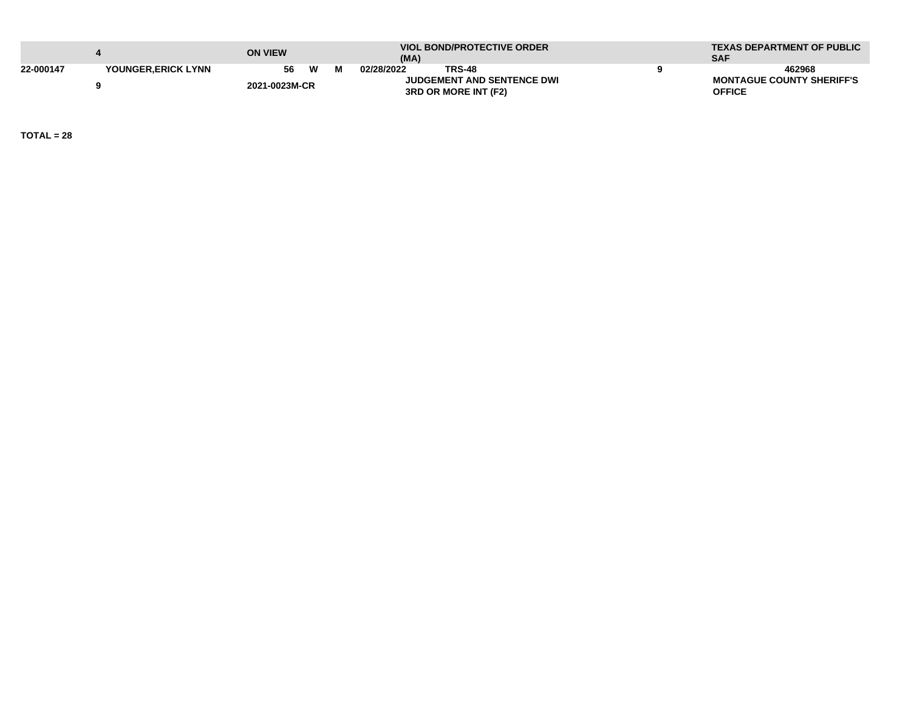| | | | | | | | | | | |
|---|---|---|---|---|---|---|---|---|---|---|
| | 4 | ON VIEW | | | | VIOL BOND/PROTECTIVE ORDER (MA) | | | TEXAS DEPARTMENT OF PUBLIC SAF | |
| 22-000147 | YOUNGER,ERICK LYNN | 56 | W | M | 02/28/2022 | | TRS-48 | 9 | | 462968 |
| | 9 | 2021-0023M-CR | | | | JUDGEMENT AND SENTENCE DWI 3RD OR MORE INT (F2) | | | MONTAGUE COUNTY SHERIFF'S OFFICE | |

**TOTAL = 28**